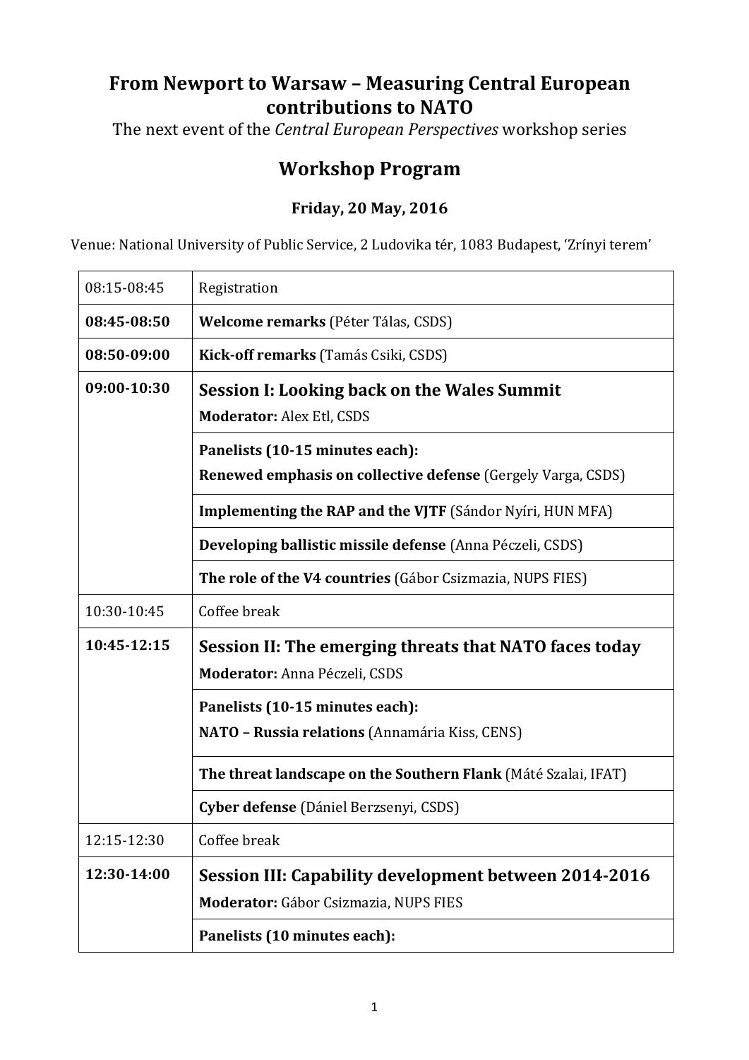# From Newport to Warsaw – Measuring Central European contributions to NATO

The next event of the *Central European Perspectives* workshop series

## Workshop Program

### Friday, 20 May, 2016

Venue: National University of Public Service, 2 Ludovika tér, 1083 Budapest, 'Zrínyi terem'

| | |
|---|---|
| 08:15-08:45 | Registration |
| **08:45-08:50** | **Welcome remarks** (Péter Tálas, CSDS) |
| **08:50-09:00** | **Kick-off remarks** (Tamás Csiki, CSDS) |
| **09:00-10:30** | **Session I: Looking back on the Wales Summit**<br>**Moderator:** Alex Etl, CSDS |
| | **Panelists (10-15 minutes each):**<br>**Renewed emphasis on collective defense** (Gergely Varga, CSDS) |
| | **Implementing the RAP and the VJTF** (Sándor Nyíri, HUN MFA) |
| | **Developing ballistic missile defense** (Anna Péczeli, CSDS) |
| | **The role of the V4 countries** (Gábor Csizmazia, NUPS FIES) |
| 10:30-10:45 | Coffee break |
| **10:45-12:15** | **Session II: The emerging threats that NATO faces today**<br>**Moderator:** Anna Péczeli, CSDS |
| | **Panelists (10-15 minutes each):**<br>**NATO – Russia relations** (Annamária Kiss, CENS) |
| | **The threat landscape on the Southern Flank** (Máté Szalai, IFAT) |
| | **Cyber defense** (Dániel Berzsenyi, CSDS) |
| 12:15-12:30 | Coffee break |
| **12:30-14:00** | **Session III: Capability development between 2014-2016**<br>**Moderator:** Gábor Csizmazia, NUPS FIES |
| | **Panelists (10 minutes each):** |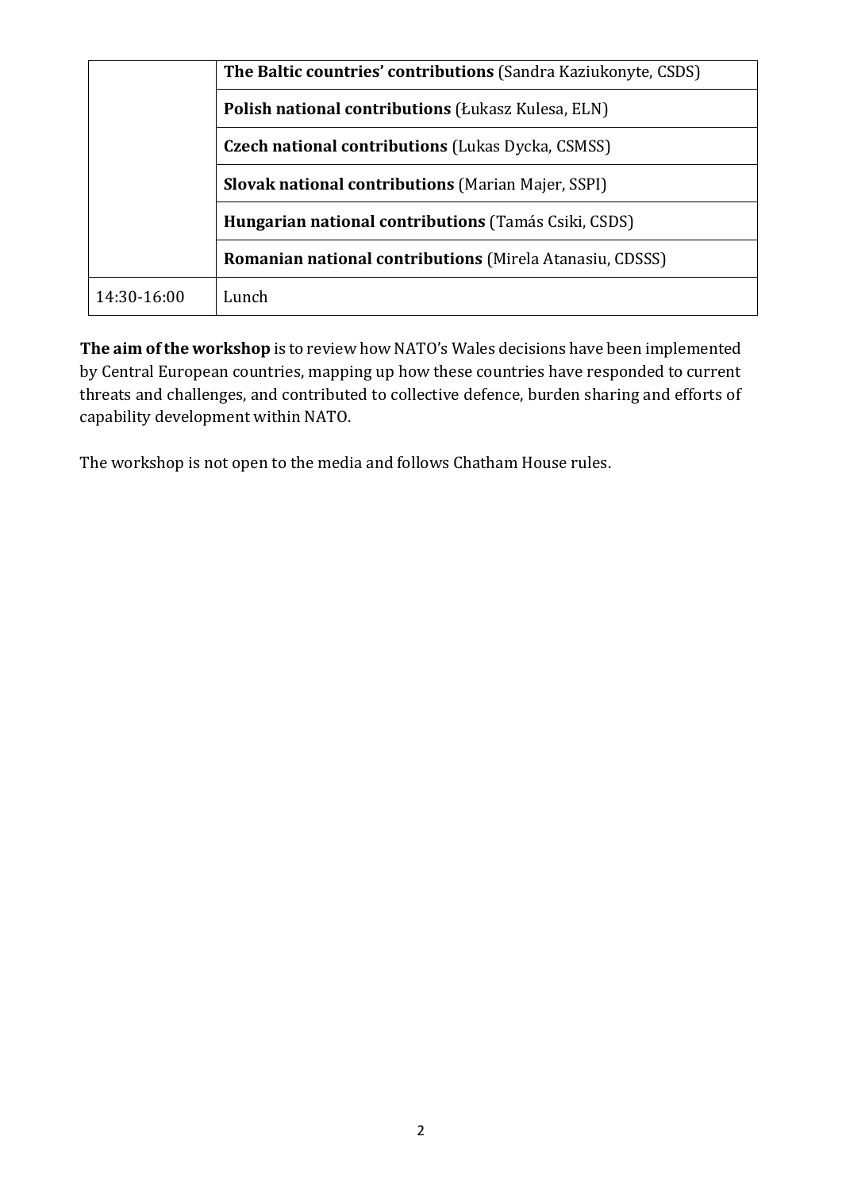| | |
|---|---|
| | **The Baltic countries' contributions** (Sandra Kaziukonyte, CSDS) |
| | **Polish national contributions** (Łukasz Kulesa, ELN) |
| | **Czech national contributions** (Lukas Dycka, CSMSS) |
| | **Slovak national contributions** (Marian Majer, SSPI) |
| | **Hungarian national contributions** (Tamás Csiki, CSDS) |
| | **Romanian national contributions** (Mirela Atanasiu, CDSSS) |
| 14:30-16:00 | Lunch |

**The aim of the workshop** is to review how NATO's Wales decisions have been implemented by Central European countries, mapping up how these countries have responded to current threats and challenges, and contributed to collective defence, burden sharing and efforts of capability development within NATO.

The workshop is not open to the media and follows Chatham House rules.